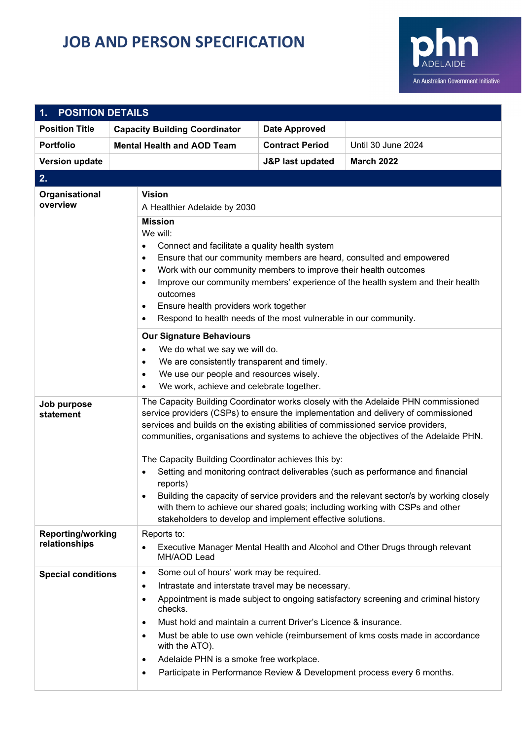# JOB AND PERSON SPECIFICATION

phn ADELAIDE
An Australian Government Initiative

| 1. POSITION DETAILS | | | |
|---|---|---|---|
| **Position Title** | **Capacity Building Coordinator** | **Date Approved** | |
| **Portfolio** | **Mental Health and AOD Team** | **Contract Period** | Until 30 June 2024 |
| **Version update** | | **J&P last updated** | **March 2022** |

| 2. | |
|---|---|
| **Organisational overview** | **Vision**<br>A Healthier Adelaide by 2030<br><br>**Mission**<br>We will:<br>• Connect and facilitate a quality health system<br>• Ensure that our community members are heard, consulted and empowered<br>• Work with our community members to improve their health outcomes<br>• Improve our community members' experience of the health system and their health outcomes<br>• Ensure health providers work together<br>• Respond to health needs of the most vulnerable in our community.<br><br>**Our Signature Behaviours**<br>• We do what we say we will do.<br>• We are consistently transparent and timely.<br>• We use our people and resources wisely.<br>• We work, achieve and celebrate together. |
| **Job purpose statement** | The Capacity Building Coordinator works closely with the Adelaide PHN commissioned service providers (CSPs) to ensure the implementation and delivery of commissioned services and builds on the existing abilities of commissioned service providers, communities, organisations and systems to achieve the objectives of the Adelaide PHN.<br><br>The Capacity Building Coordinator achieves this by:<br>• Setting and monitoring contract deliverables (such as performance and financial reports)<br>• Building the capacity of service providers and the relevant sector/s by working closely with them to achieve our shared goals; including working with CSPs and other stakeholders to develop and implement effective solutions. |
| **Reporting/working relationships** | Reports to:<br>• Executive Manager Mental Health and Alcohol and Other Drugs through relevant MH/AOD Lead |
| **Special conditions** | • Some out of hours' work may be required.<br>• Intrastate and interstate travel may be necessary.<br>• Appointment is made subject to ongoing satisfactory screening and criminal history checks.<br>• Must hold and maintain a current Driver's Licence & insurance.<br>• Must be able to use own vehicle (reimbursement of kms costs made in accordance with the ATO).<br>• Adelaide PHN is a smoke free workplace.<br>• Participate in Performance Review & Development process every 6 months. |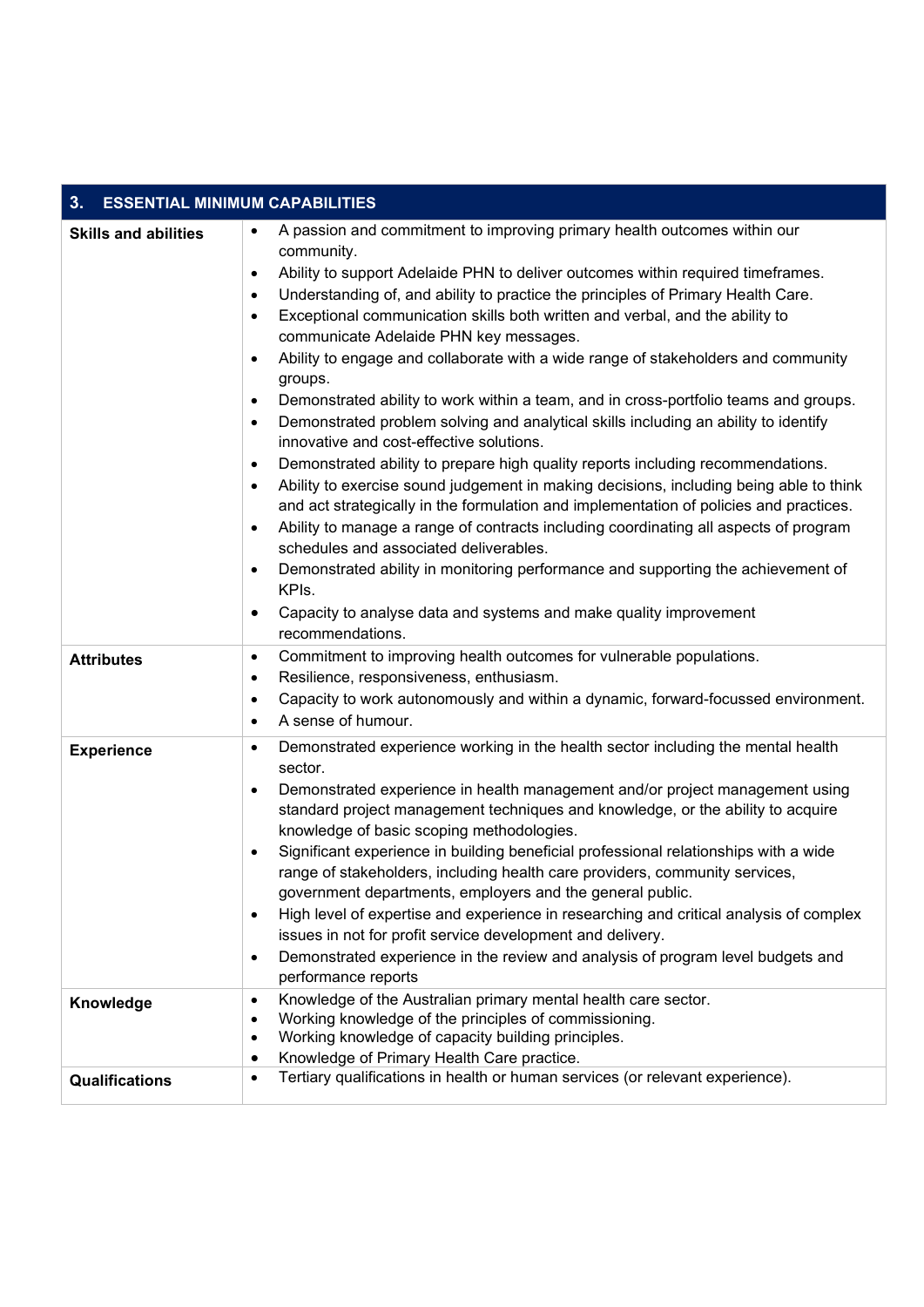## 3. ESSENTIAL MINIMUM CAPABILITIES

| | |
|---|---|
| **Skills and abilities** | • A passion and commitment to improving primary health outcomes within our community.<br>• Ability to support Adelaide PHN to deliver outcomes within required timeframes.<br>• Understanding of, and ability to practice the principles of Primary Health Care.<br>• Exceptional communication skills both written and verbal, and the ability to communicate Adelaide PHN key messages.<br>• Ability to engage and collaborate with a wide range of stakeholders and community groups.<br>• Demonstrated ability to work within a team, and in cross-portfolio teams and groups.<br>• Demonstrated problem solving and analytical skills including an ability to identify innovative and cost-effective solutions.<br>• Demonstrated ability to prepare high quality reports including recommendations.<br>• Ability to exercise sound judgement in making decisions, including being able to think and act strategically in the formulation and implementation of policies and practices.<br>• Ability to manage a range of contracts including coordinating all aspects of program schedules and associated deliverables.<br>• Demonstrated ability in monitoring performance and supporting the achievement of KPIs.<br>• Capacity to analyse data and systems and make quality improvement recommendations. |
| **Attributes** | • Commitment to improving health outcomes for vulnerable populations.<br>• Resilience, responsiveness, enthusiasm.<br>• Capacity to work autonomously and within a dynamic, forward-focussed environment.<br>• A sense of humour. |
| **Experience** | • Demonstrated experience working in the health sector including the mental health sector.<br>• Demonstrated experience in health management and/or project management using standard project management techniques and knowledge, or the ability to acquire knowledge of basic scoping methodologies.<br>• Significant experience in building beneficial professional relationships with a wide range of stakeholders, including health care providers, community services, government departments, employers and the general public.<br>• High level of expertise and experience in researching and critical analysis of complex issues in not for profit service development and delivery.<br>• Demonstrated experience in the review and analysis of program level budgets and performance reports |
| **Knowledge** | • Knowledge of the Australian primary mental health care sector.<br>• Working knowledge of the principles of commissioning.<br>• Working knowledge of capacity building principles.<br>• Knowledge of Primary Health Care practice. |
| **Qualifications** | • Tertiary qualifications in health or human services (or relevant experience). |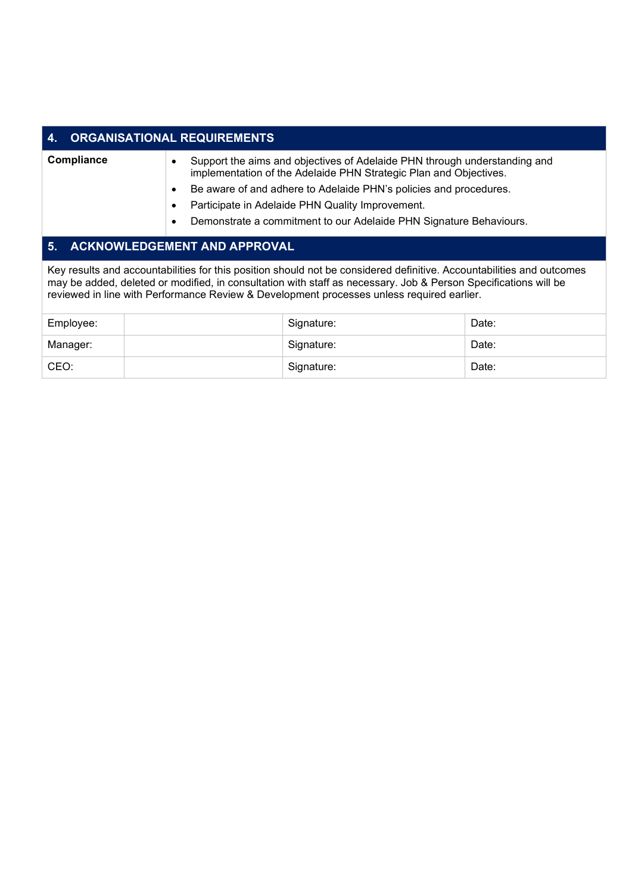## 4. ORGANISATIONAL REQUIREMENTS

| | |
|---|---|
| **Compliance** | • Support the aims and objectives of Adelaide PHN through understanding and implementation of the Adelaide PHN Strategic Plan and Objectives.<br>• Be aware of and adhere to Adelaide PHN's policies and procedures.<br>• Participate in Adelaide PHN Quality Improvement.<br>• Demonstrate a commitment to our Adelaide PHN Signature Behaviours. |

## 5. ACKNOWLEDGEMENT AND APPROVAL

Key results and accountabilities for this position should not be considered definitive. Accountabilities and outcomes may be added, deleted or modified, in consultation with staff as necessary. Job & Person Specifications will be reviewed in line with Performance Review & Development processes unless required earlier.

| | | | |
|---|---|---|---|
| Employee: | | Signature: | Date: |
| Manager: | | Signature: | Date: |
| CEO: | | Signature: | Date: |